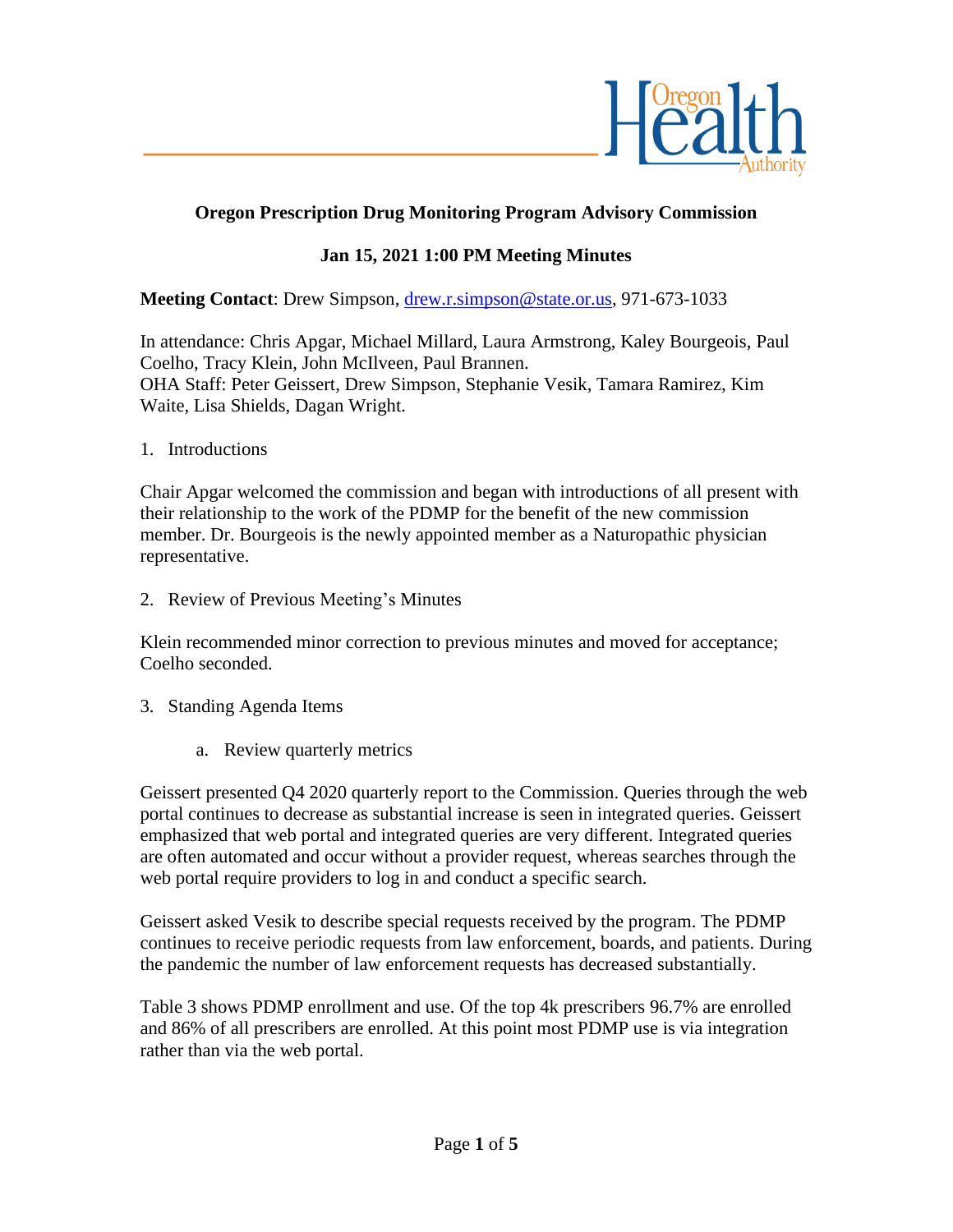**Oregon Prescription Drug Monitoring Program Advisory Commission**

**Jan 15, 2021 1:00 PM Meeting Minutes**

**Meeting Contact**: Drew Simpson, drew.r.simpson@state.or.us, 971-673-1033

In attendance: Chris Apgar, Michael Millard, Laura Armstrong, Kaley Bourgeois, Paul Coelho, Tracy Klein, John McIlveen, Paul Brannen.
OHA Staff: Peter Geissert, Drew Simpson, Stephanie Vesik, Tamara Ramirez, Kim Waite, Lisa Shields, Dagan Wright.

1. Introductions

Chair Apgar welcomed the commission and began with introductions of all present with their relationship to the work of the PDMP for the benefit of the new commission member. Dr. Bourgeois is the newly appointed member as a Naturopathic physician representative.

2. Review of Previous Meeting's Minutes

Klein recommended minor correction to previous minutes and moved for acceptance; Coelho seconded.

3. Standing Agenda Items

   a. Review quarterly metrics

Geissert presented Q4 2020 quarterly report to the Commission. Queries through the web portal continues to decrease as substantial increase is seen in integrated queries. Geissert emphasized that web portal and integrated queries are very different. Integrated queries are often automated and occur without a provider request, whereas searches through the web portal require providers to log in and conduct a specific search.

Geissert asked Vesik to describe special requests received by the program. The PDMP continues to receive periodic requests from law enforcement, boards, and patients. During the pandemic the number of law enforcement requests has decreased substantially.

Table 3 shows PDMP enrollment and use. Of the top 4k prescribers 96.7% are enrolled and 86% of all prescribers are enrolled. At this point most PDMP use is via integration rather than via the web portal.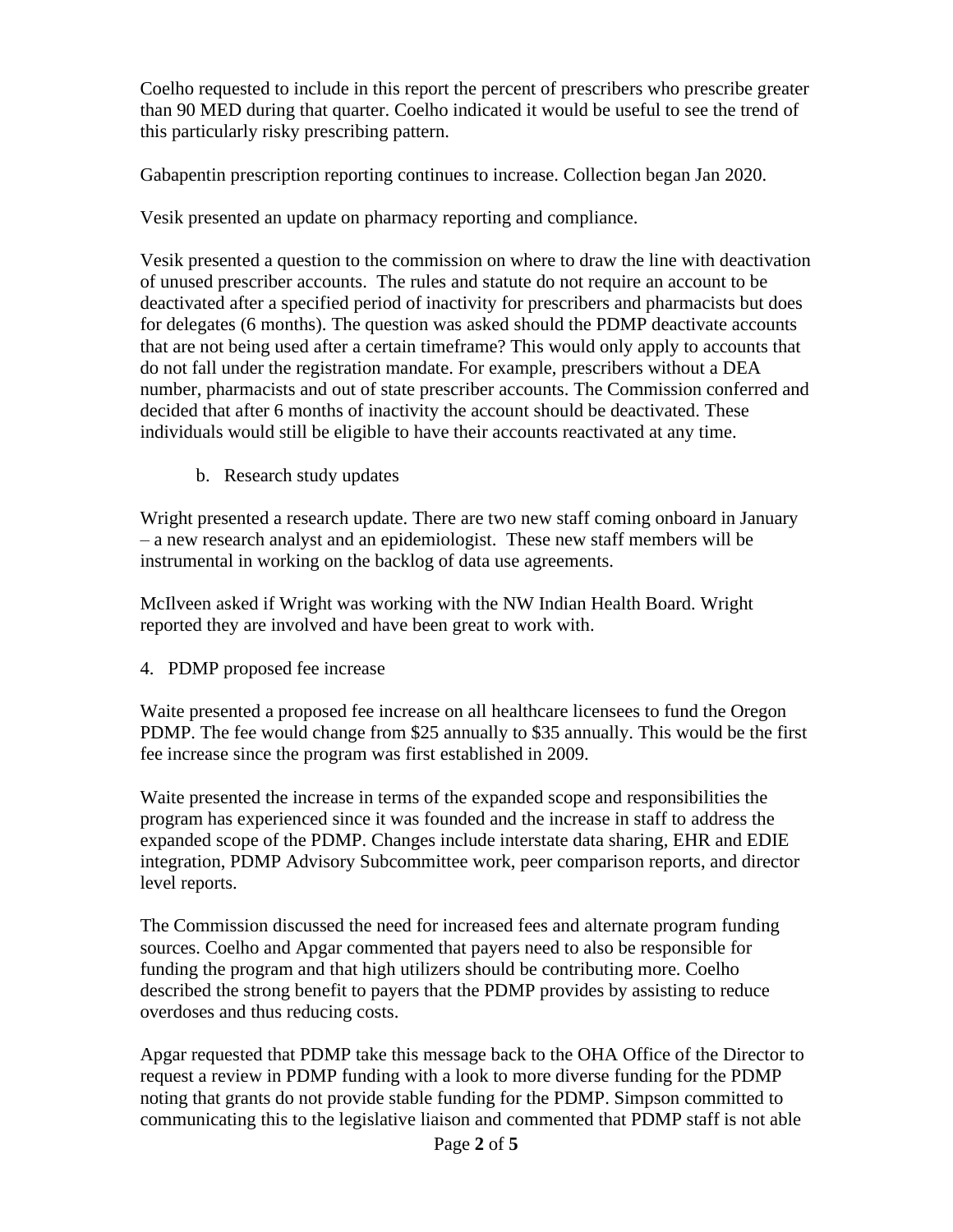Coelho requested to include in this report the percent of prescribers who prescribe greater than 90 MED during that quarter. Coelho indicated it would be useful to see the trend of this particularly risky prescribing pattern.

Gabapentin prescription reporting continues to increase. Collection began Jan 2020.

Vesik presented an update on pharmacy reporting and compliance.

Vesik presented a question to the commission on where to draw the line with deactivation of unused prescriber accounts. The rules and statute do not require an account to be deactivated after a specified period of inactivity for prescribers and pharmacists but does for delegates (6 months). The question was asked should the PDMP deactivate accounts that are not being used after a certain timeframe? This would only apply to accounts that do not fall under the registration mandate. For example, prescribers without a DEA number, pharmacists and out of state prescriber accounts. The Commission conferred and decided that after 6 months of inactivity the account should be deactivated. These individuals would still be eligible to have their accounts reactivated at any time.

b. Research study updates

Wright presented a research update. There are two new staff coming onboard in January – a new research analyst and an epidemiologist. These new staff members will be instrumental in working on the backlog of data use agreements.

McIlveen asked if Wright was working with the NW Indian Health Board. Wright reported they are involved and have been great to work with.

4. PDMP proposed fee increase

Waite presented a proposed fee increase on all healthcare licensees to fund the Oregon PDMP. The fee would change from $25 annually to $35 annually. This would be the first fee increase since the program was first established in 2009.

Waite presented the increase in terms of the expanded scope and responsibilities the program has experienced since it was founded and the increase in staff to address the expanded scope of the PDMP. Changes include interstate data sharing, EHR and EDIE integration, PDMP Advisory Subcommittee work, peer comparison reports, and director level reports.

The Commission discussed the need for increased fees and alternate program funding sources. Coelho and Apgar commented that payers need to also be responsible for funding the program and that high utilizers should be contributing more. Coelho described the strong benefit to payers that the PDMP provides by assisting to reduce overdoses and thus reducing costs.

Apgar requested that PDMP take this message back to the OHA Office of the Director to request a review in PDMP funding with a look to more diverse funding for the PDMP noting that grants do not provide stable funding for the PDMP. Simpson committed to communicating this to the legislative liaison and commented that PDMP staff is not able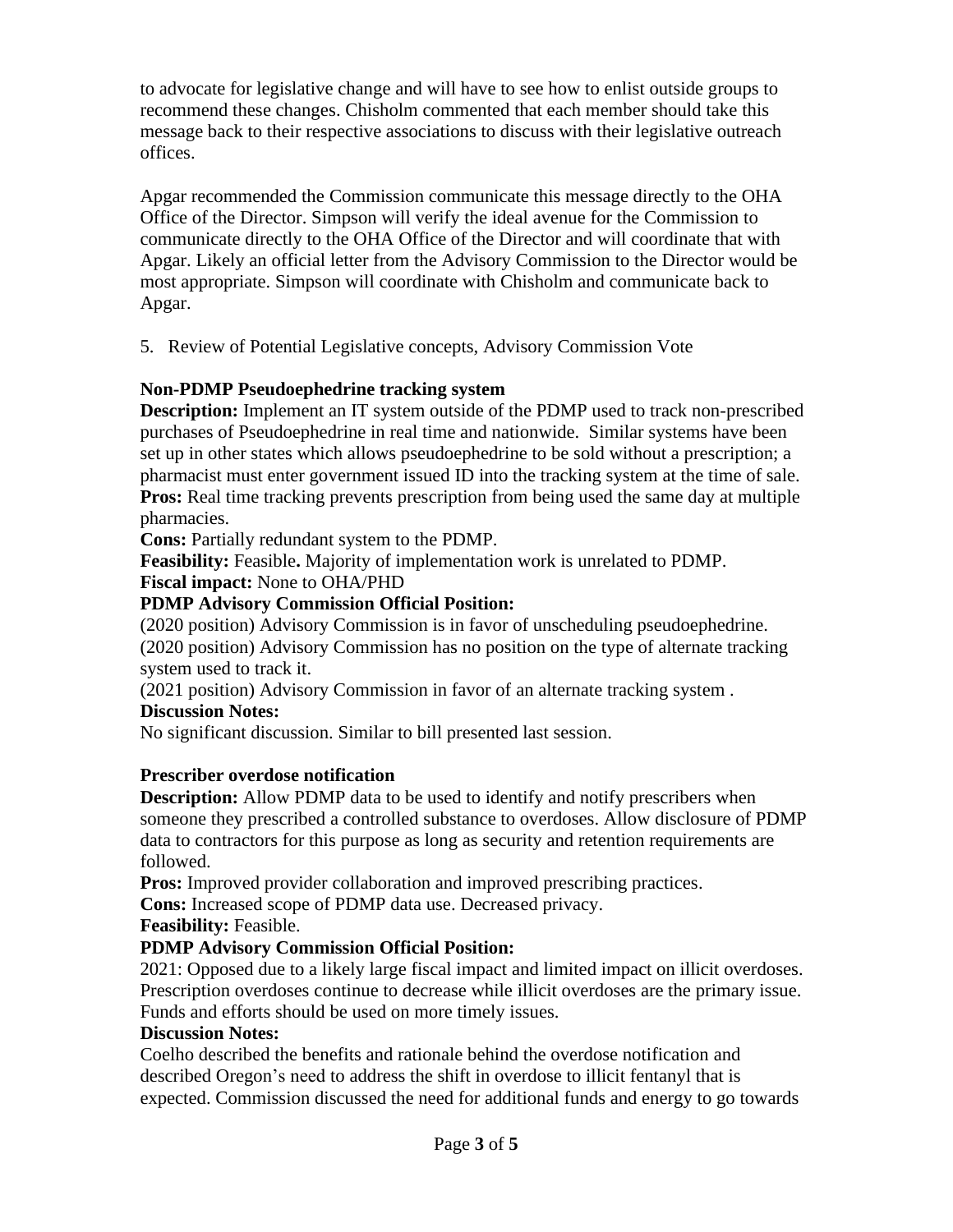to advocate for legislative change and will have to see how to enlist outside groups to recommend these changes. Chisholm commented that each member should take this message back to their respective associations to discuss with their legislative outreach offices.

Apgar recommended the Commission communicate this message directly to the OHA Office of the Director. Simpson will verify the ideal avenue for the Commission to communicate directly to the OHA Office of the Director and will coordinate that with Apgar. Likely an official letter from the Advisory Commission to the Director would be most appropriate. Simpson will coordinate with Chisholm and communicate back to Apgar.

5. Review of Potential Legislative concepts, Advisory Commission Vote

**Non-PDMP Pseudoephedrine tracking system**

**Description:** Implement an IT system outside of the PDMP used to track non-prescribed purchases of Pseudoephedrine in real time and nationwide. Similar systems have been set up in other states which allows pseudoephedrine to be sold without a prescription; a pharmacist must enter government issued ID into the tracking system at the time of sale.
**Pros:** Real time tracking prevents prescription from being used the same day at multiple pharmacies.
**Cons:** Partially redundant system to the PDMP.
**Feasibility:** Feasible**.** Majority of implementation work is unrelated to PDMP.
**Fiscal impact:** None to OHA/PHD
**PDMP Advisory Commission Official Position:**
(2020 position) Advisory Commission is in favor of unscheduling pseudoephedrine.
(2020 position) Advisory Commission has no position on the type of alternate tracking system used to track it.
(2021 position) Advisory Commission in favor of an alternate tracking system .
**Discussion Notes:**
No significant discussion. Similar to bill presented last session.

**Prescriber overdose notification**

**Description:** Allow PDMP data to be used to identify and notify prescribers when someone they prescribed a controlled substance to overdoses. Allow disclosure of PDMP data to contractors for this purpose as long as security and retention requirements are followed.
**Pros:** Improved provider collaboration and improved prescribing practices.
**Cons:** Increased scope of PDMP data use. Decreased privacy.
**Feasibility:** Feasible.
**PDMP Advisory Commission Official Position:**
2021: Opposed due to a likely large fiscal impact and limited impact on illicit overdoses. Prescription overdoses continue to decrease while illicit overdoses are the primary issue. Funds and efforts should be used on more timely issues.
**Discussion Notes:**
Coelho described the benefits and rationale behind the overdose notification and described Oregon's need to address the shift in overdose to illicit fentanyl that is expected. Commission discussed the need for additional funds and energy to go towards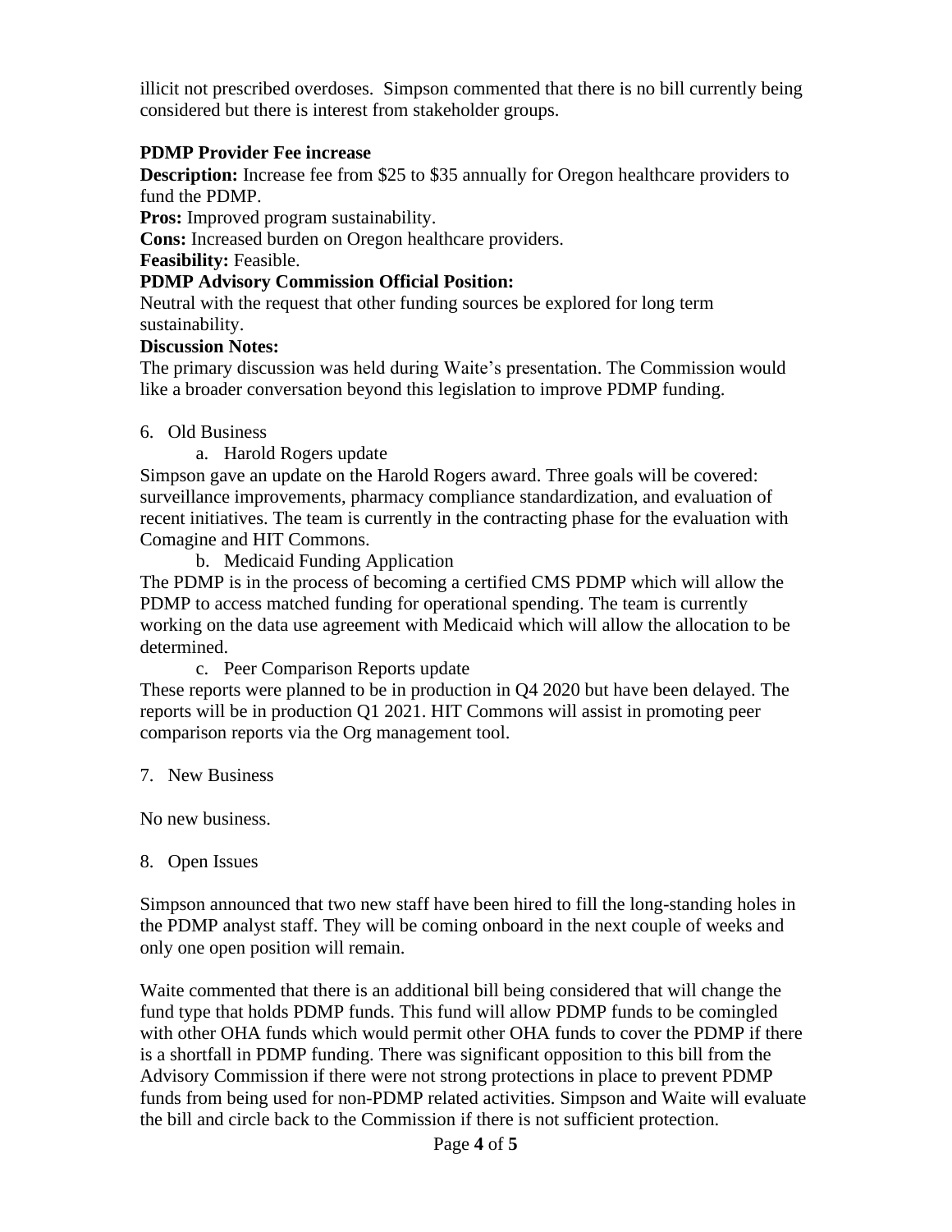illicit not prescribed overdoses. Simpson commented that there is no bill currently being considered but there is interest from stakeholder groups.

**PDMP Provider Fee increase**

**Description:** Increase fee from $25 to $35 annually for Oregon healthcare providers to fund the PDMP.

**Pros:** Improved program sustainability.

**Cons:** Increased burden on Oregon healthcare providers.

**Feasibility:** Feasible.

**PDMP Advisory Commission Official Position:**

Neutral with the request that other funding sources be explored for long term sustainability.

**Discussion Notes:**

The primary discussion was held during Waite's presentation. The Commission would like a broader conversation beyond this legislation to improve PDMP funding.

6. Old Business
   a. Harold Rogers update

Simpson gave an update on the Harold Rogers award. Three goals will be covered: surveillance improvements, pharmacy compliance standardization, and evaluation of recent initiatives. The team is currently in the contracting phase for the evaluation with Comagine and HIT Commons.

   b. Medicaid Funding Application

The PDMP is in the process of becoming a certified CMS PDMP which will allow the PDMP to access matched funding for operational spending. The team is currently working on the data use agreement with Medicaid which will allow the allocation to be determined.

   c. Peer Comparison Reports update

These reports were planned to be in production in Q4 2020 but have been delayed. The reports will be in production Q1 2021. HIT Commons will assist in promoting peer comparison reports via the Org management tool.

7. New Business

No new business.

8. Open Issues

Simpson announced that two new staff have been hired to fill the long-standing holes in the PDMP analyst staff. They will be coming onboard in the next couple of weeks and only one open position will remain.

Waite commented that there is an additional bill being considered that will change the fund type that holds PDMP funds. This fund will allow PDMP funds to be comingled with other OHA funds which would permit other OHA funds to cover the PDMP if there is a shortfall in PDMP funding. There was significant opposition to this bill from the Advisory Commission if there were not strong protections in place to prevent PDMP funds from being used for non-PDMP related activities. Simpson and Waite will evaluate the bill and circle back to the Commission if there is not sufficient protection.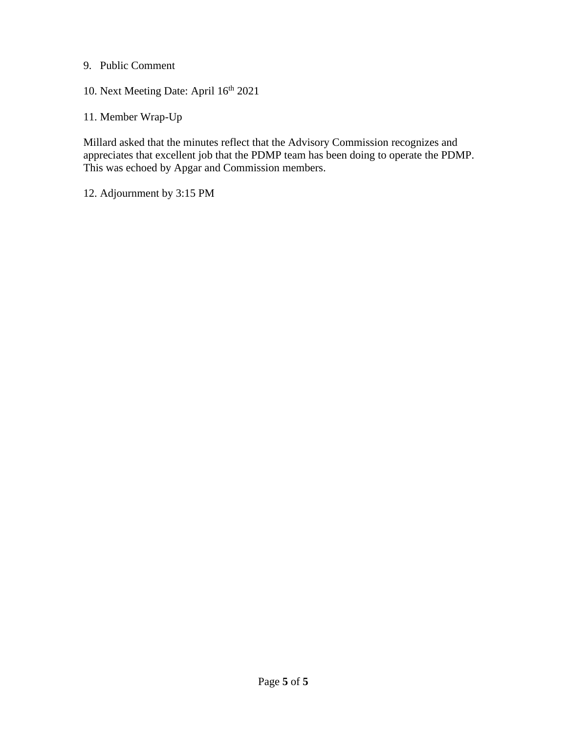9. Public Comment

10. Next Meeting Date: April 16th 2021

11. Member Wrap-Up

Millard asked that the minutes reflect that the Advisory Commission recognizes and appreciates that excellent job that the PDMP team has been doing to operate the PDMP. This was echoed by Apgar and Commission members.

12. Adjournment by 3:15 PM